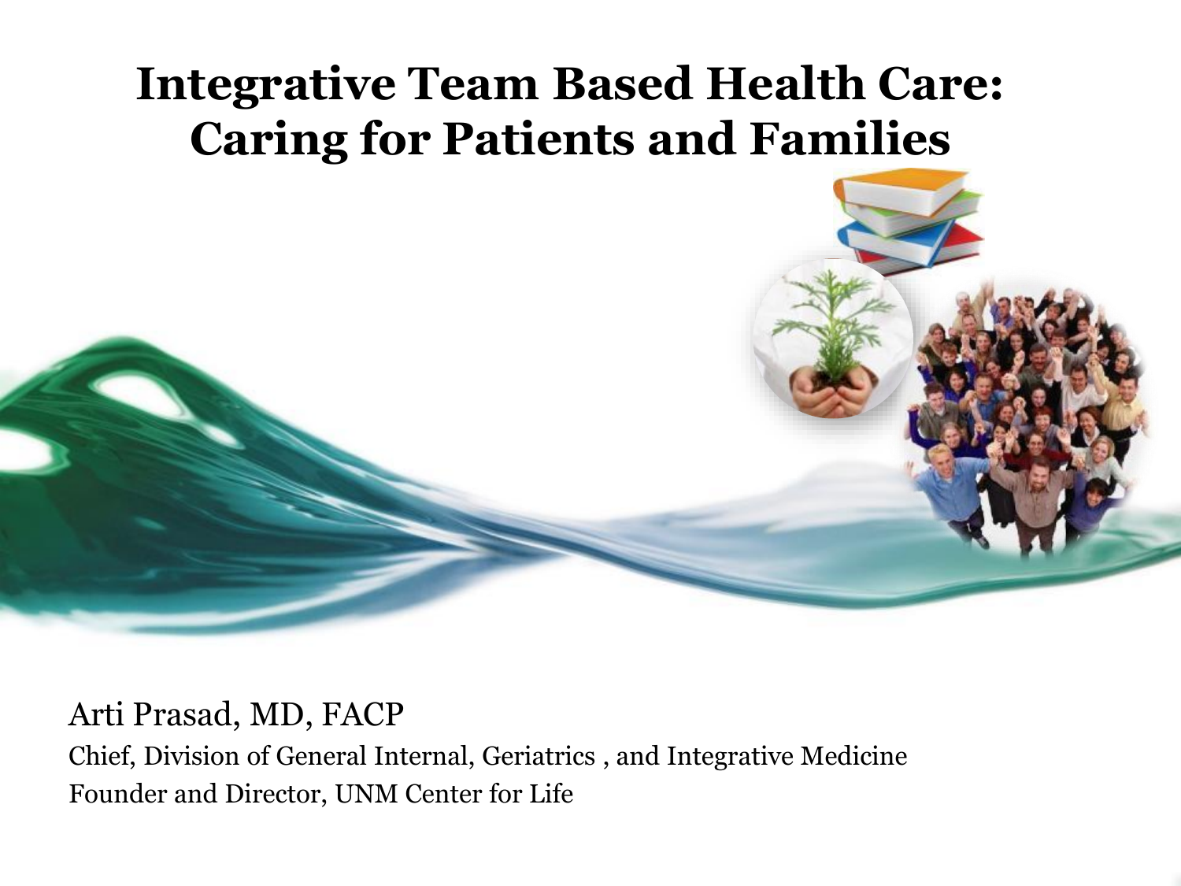# Integrative Team Based Health Care: Caring for Patients and Families

Arti Prasad, MD, FACP

Chief, Division of General Internal, Geriatrics , and Integrative Medicine

Founder and Director, UNM Center for Life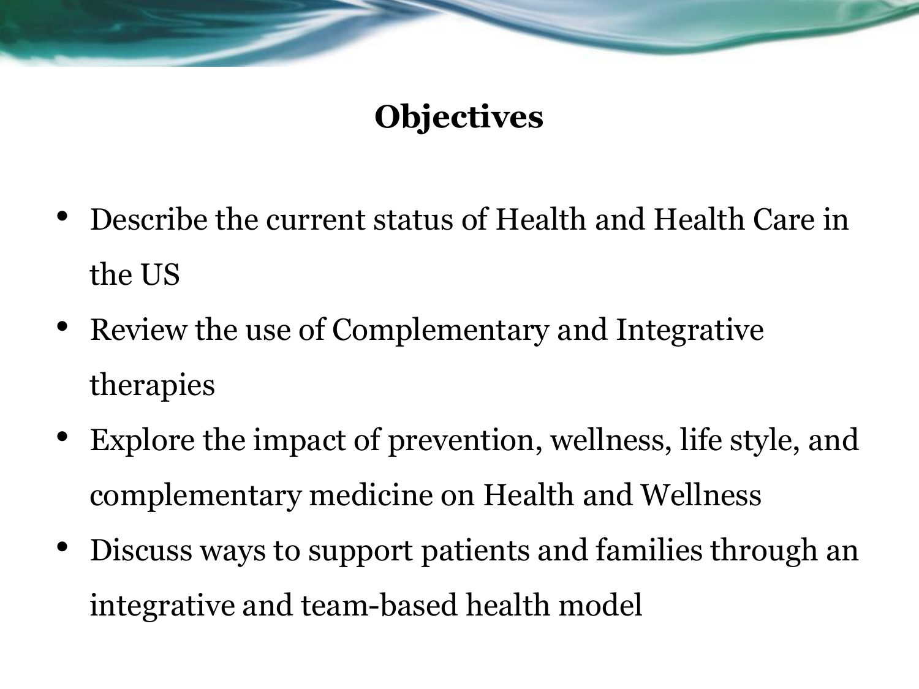# Objectives

- Describe the current status of Health and Health Care in the US
- Review the use of Complementary and Integrative therapies
- Explore the impact of prevention, wellness, life style, and complementary medicine on Health and Wellness
- Discuss ways to support patients and families through an integrative and team-based health model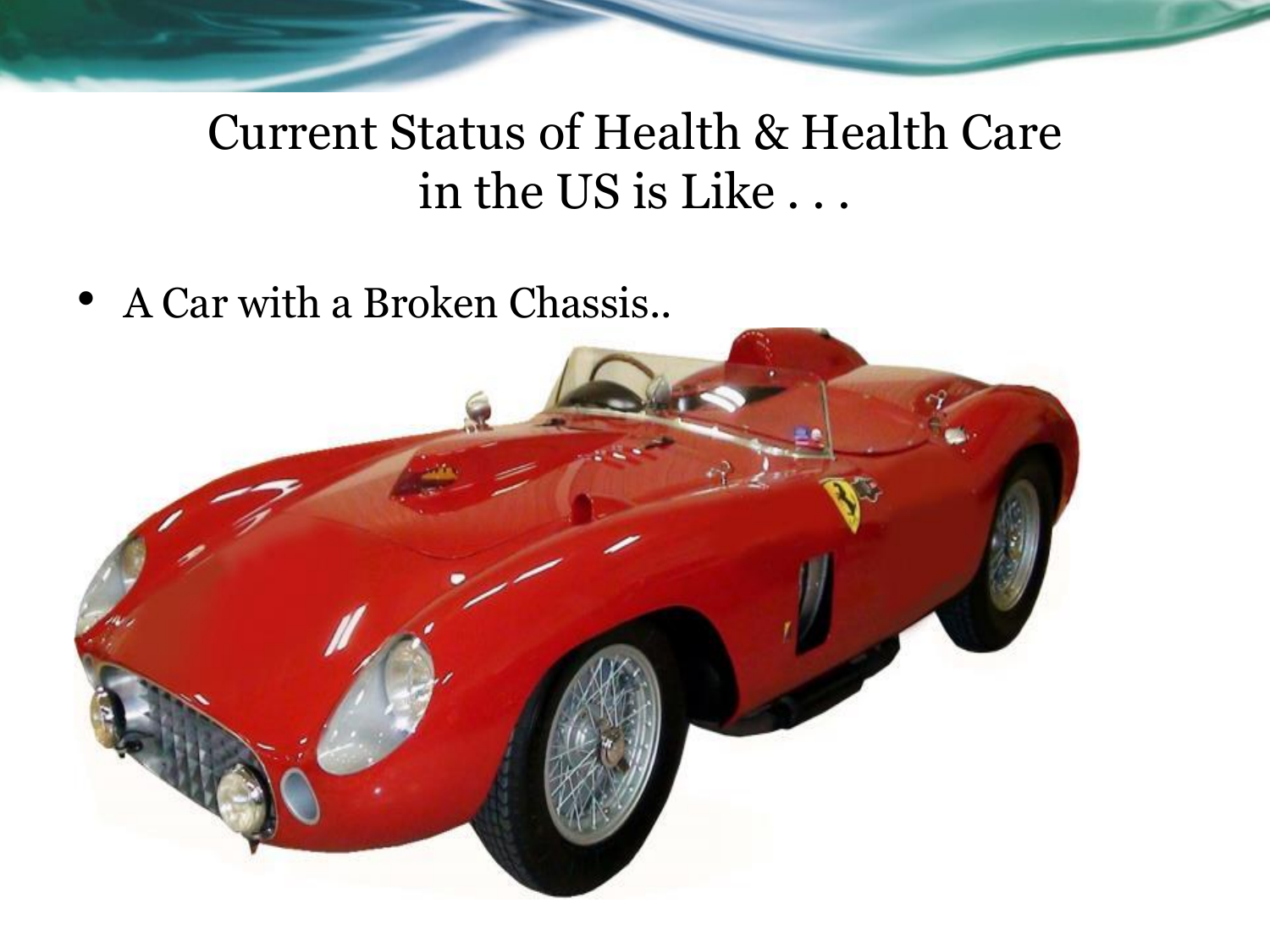# Current Status of Health & Health Care in the US is Like . . .

- A Car with a Broken Chassis..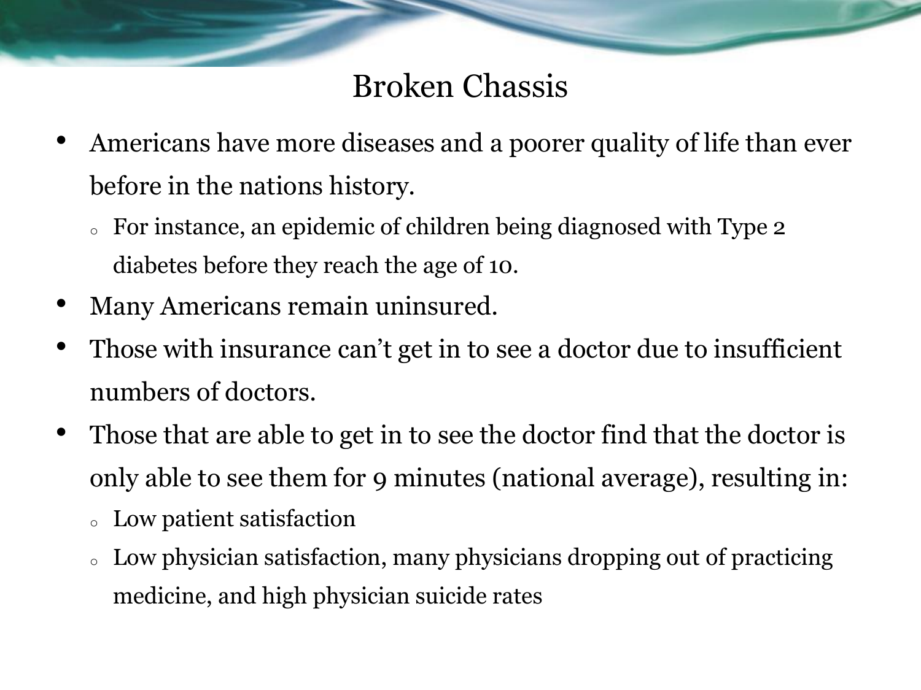# Broken Chassis

- Americans have more diseases and a poorer quality of life than ever before in the nations history.
  - For instance, an epidemic of children being diagnosed with Type 2 diabetes before they reach the age of 10.
- Many Americans remain uninsured.
- Those with insurance can't get in to see a doctor due to insufficient numbers of doctors.
- Those that are able to get in to see the doctor find that the doctor is only able to see them for 9 minutes (national average), resulting in:
  - Low patient satisfaction
  - Low physician satisfaction, many physicians dropping out of practicing medicine, and high physician suicide rates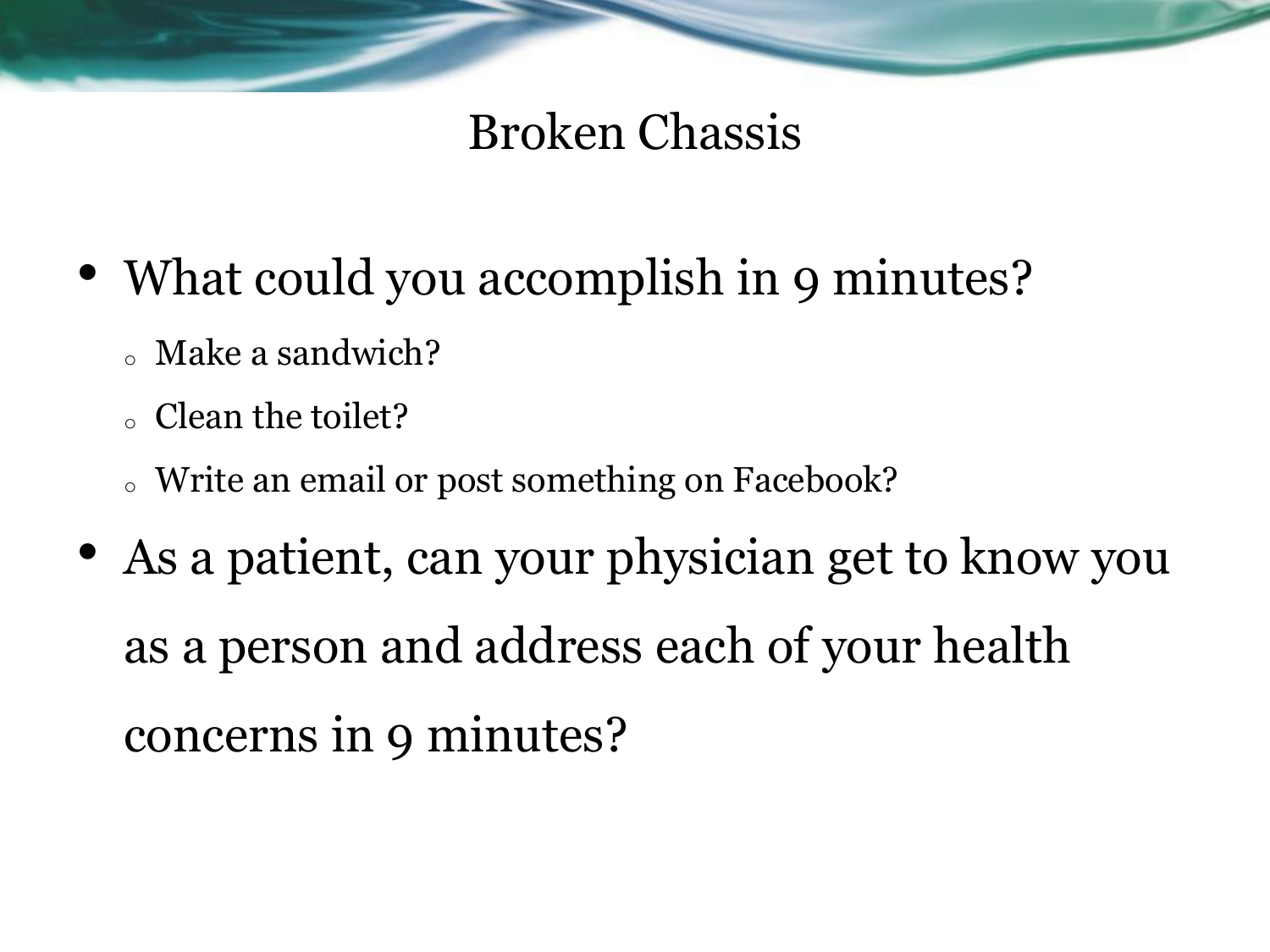# Broken Chassis

- What could you accomplish in 9 minutes?
  - Make a sandwich?
  - Clean the toilet?
  - Write an email or post something on Facebook?
- As a patient, can your physician get to know you as a person and address each of your health concerns in 9 minutes?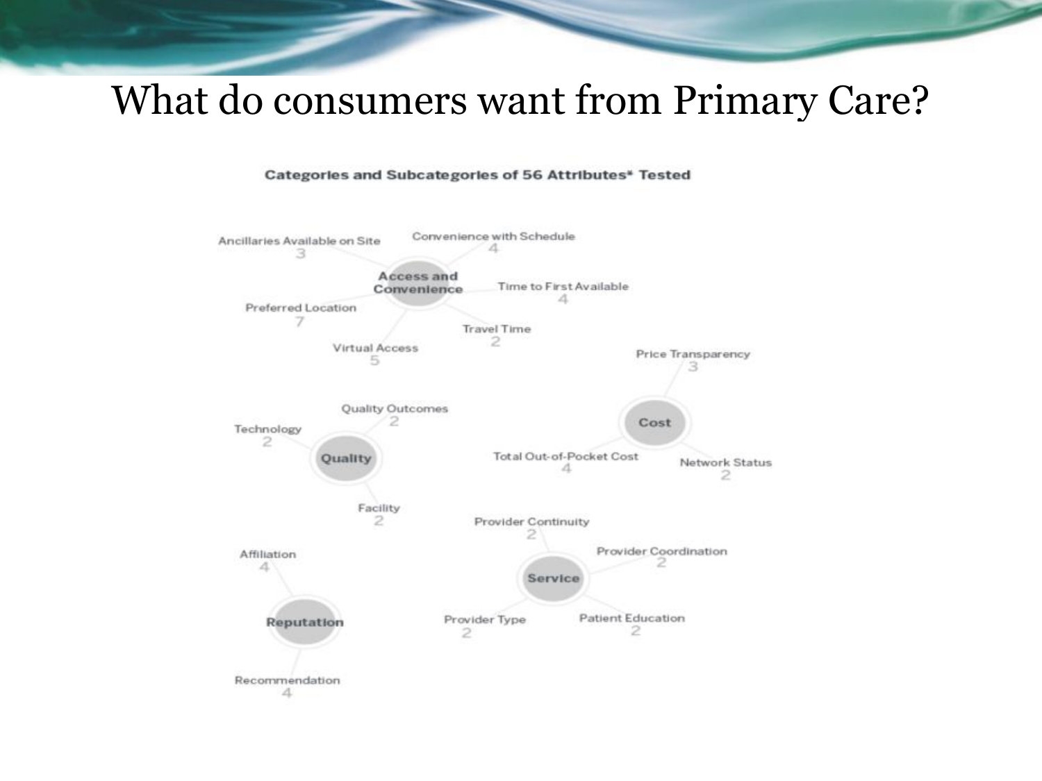# What do consumers want from Primary Care?

**Categories and Subcategories of 56 Attributes* Tested**

**Access and Convenience**
- Ancillaries Available on Site: 3
- Convenience with Schedule: 4
- Time to First Available: 4
- Travel Time: 2
- Virtual Access: 5
- Preferred Location: 7

**Cost**
- Price Transparency: 3
- Total Out-of-Pocket Cost: 4
- Network Status: 2

**Quality**
- Quality Outcomes: 2
- Technology: 2
- Facility: 2

**Service**
- Provider Continuity: 2
- Provider Coordination: 2
- Patient Education: 2
- Provider Type: 2

**Reputation**
- Affiliation: 4
- Recommendation: 4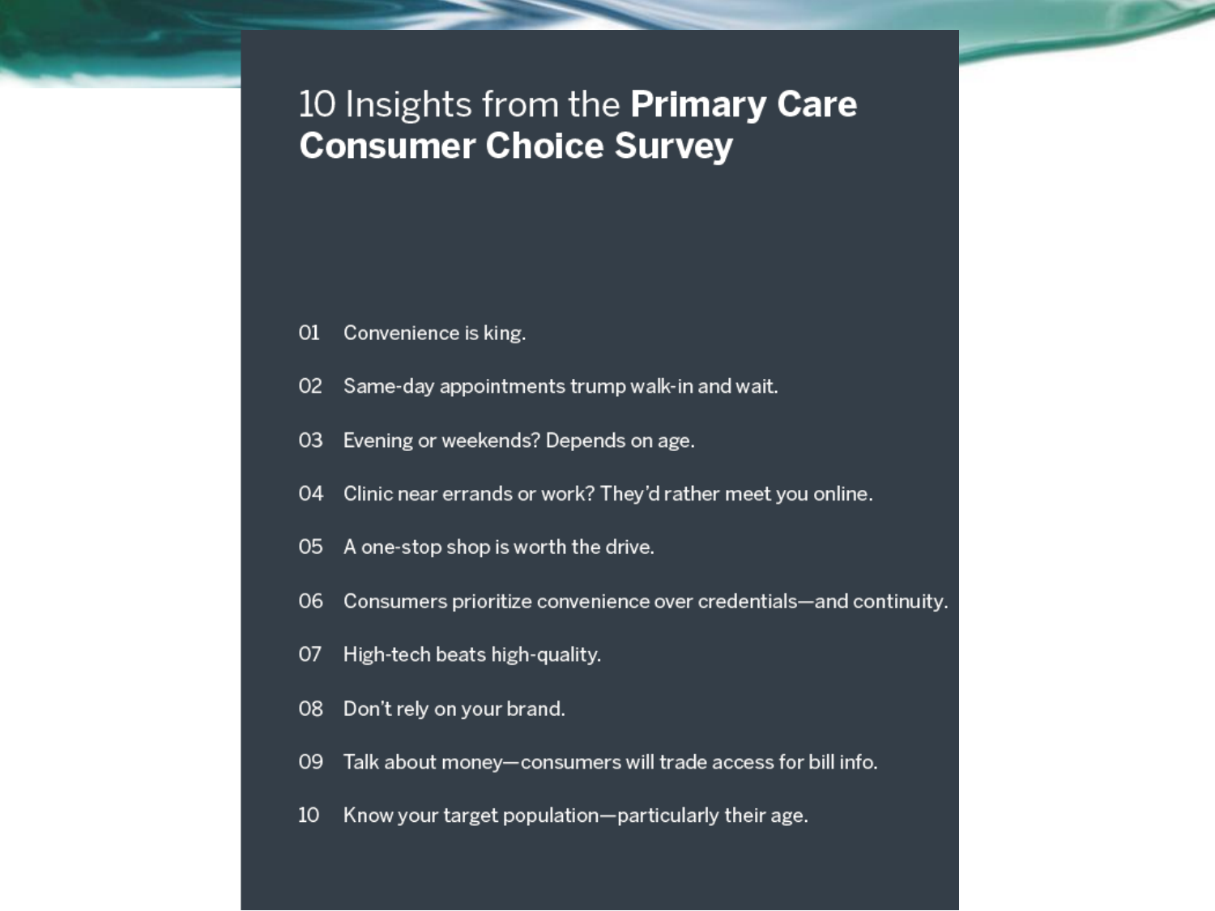# 10 Insights from the **Primary Care Consumer Choice Survey**

01 Convenience is king.

02 Same-day appointments trump walk-in and wait.

03 Evening or weekends? Depends on age.

04 Clinic near errands or work? They'd rather meet you online.

05 A one-stop shop is worth the drive.

06 Consumers prioritize convenience over credentials—and continuity.

07 High-tech beats high-quality.

08 Don't rely on your brand.

09 Talk about money—consumers will trade access for bill info.

10 Know your target population—particularly their age.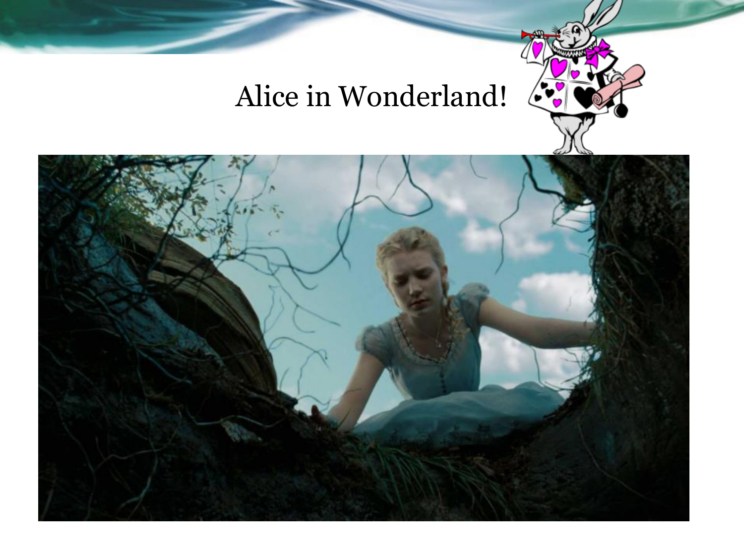# Alice in Wonderland!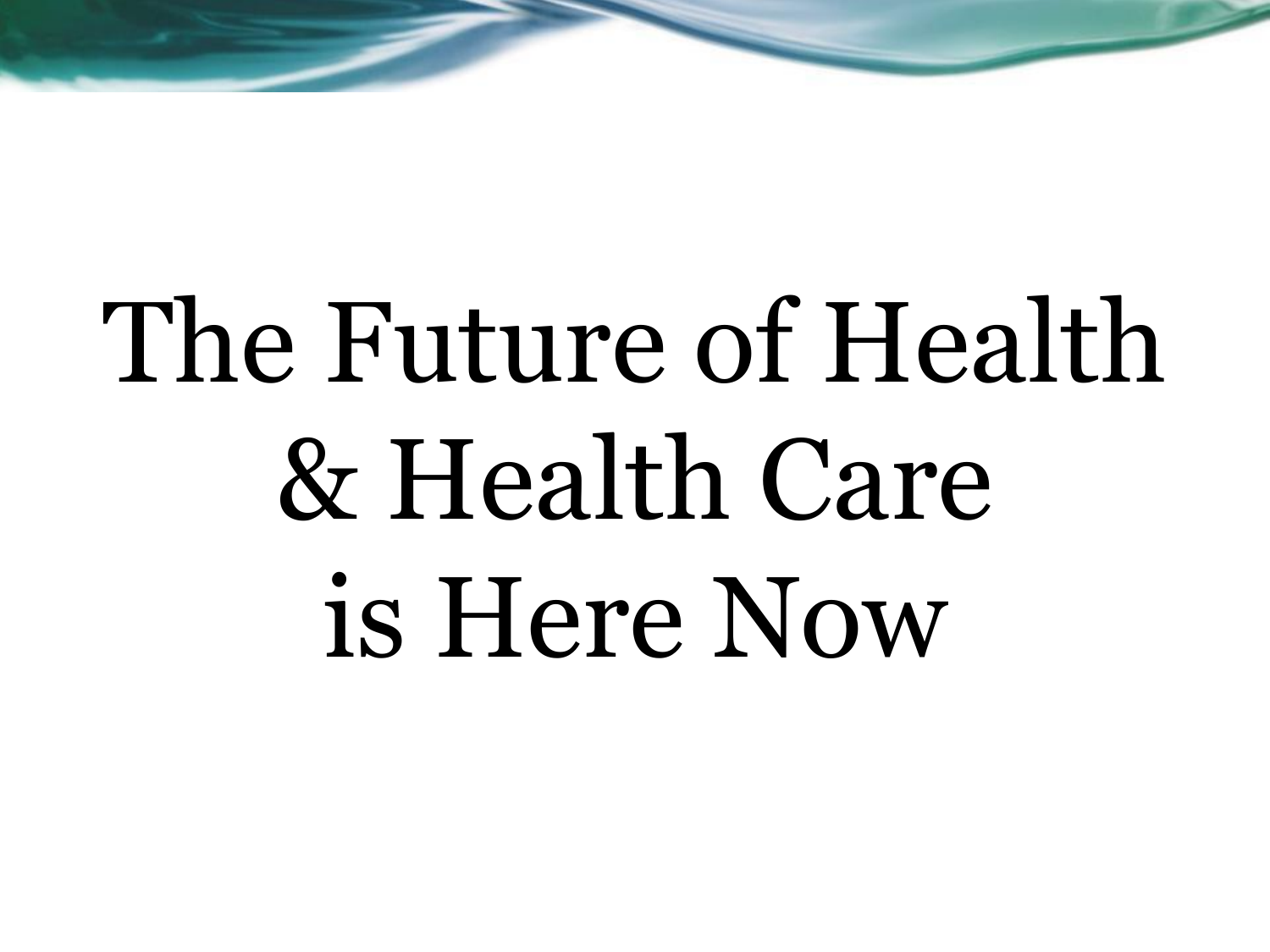# The Future of Health & Health Care is Here Now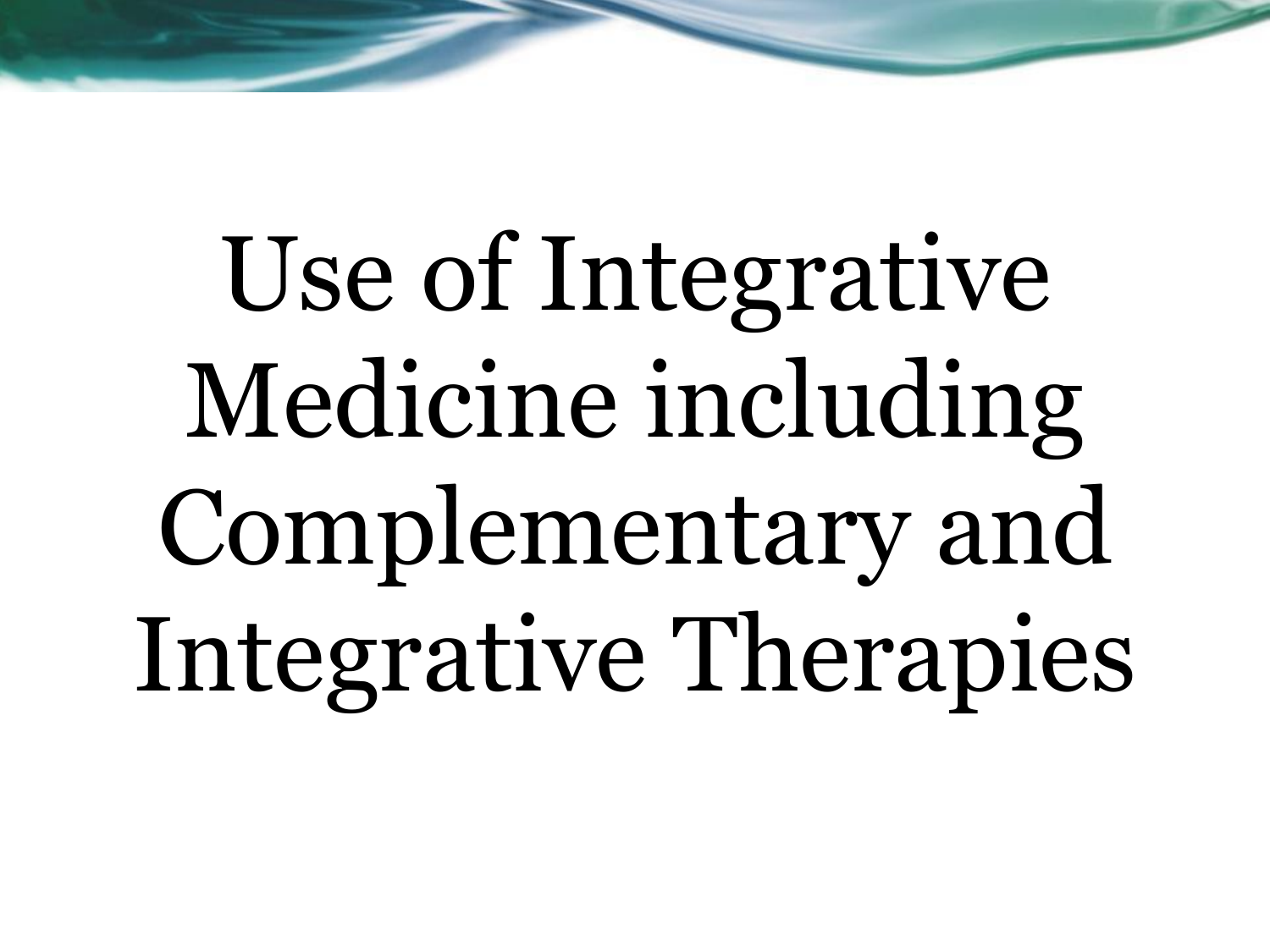# Use of Integrative Medicine including Complementary and Integrative Therapies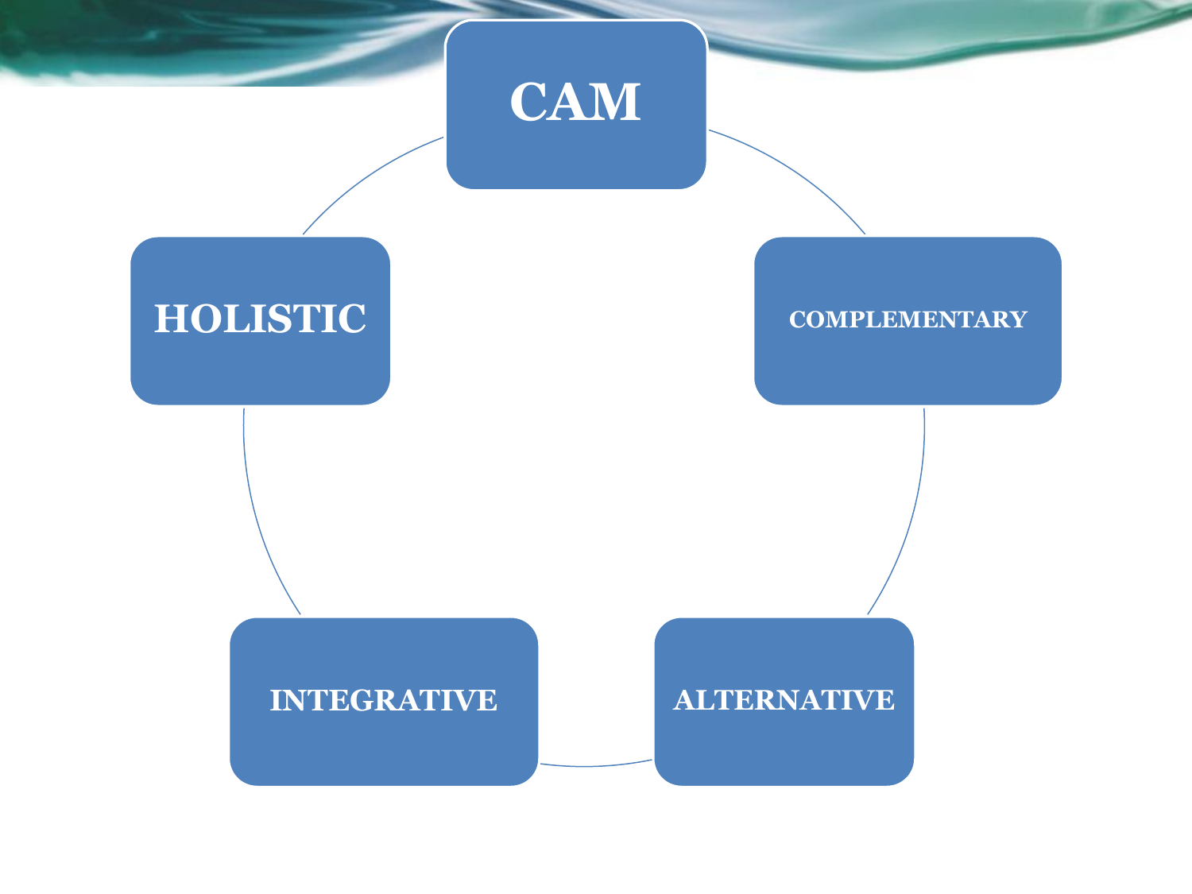**CAM**

**HOLISTIC**

**COMPLEMENTARY**

**INTEGRATIVE**

**ALTERNATIVE**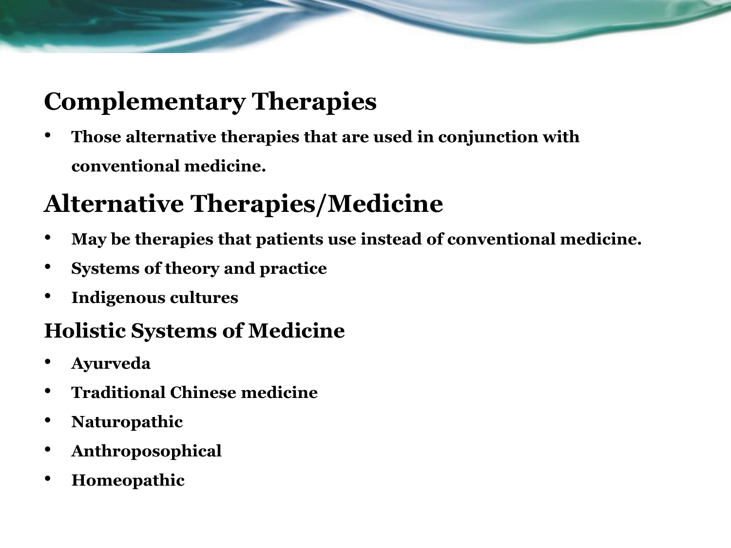## Complementary Therapies

- **Those alternative therapies that are used in conjunction with conventional medicine.**

## Alternative Therapies/Medicine

- **May be therapies that patients use instead of conventional medicine.**
- **Systems of theory and practice**
- **Indigenous cultures**

### Holistic Systems of Medicine

- **Ayurveda**
- **Traditional Chinese medicine**
- **Naturopathic**
- **Anthroposophical**
- **Homeopathic**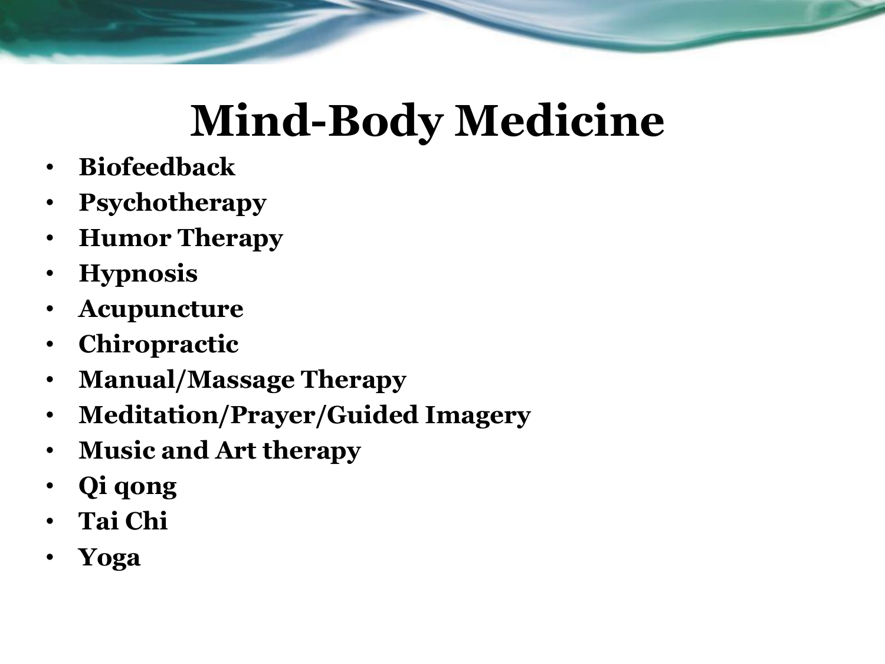# Mind-Body Medicine

- **Biofeedback**
- **Psychotherapy**
- **Humor Therapy**
- **Hypnosis**
- **Acupuncture**
- **Chiropractic**
- **Manual/Massage Therapy**
- **Meditation/Prayer/Guided Imagery**
- **Music and Art therapy**
- **Qi qong**
- **Tai Chi**
- **Yoga**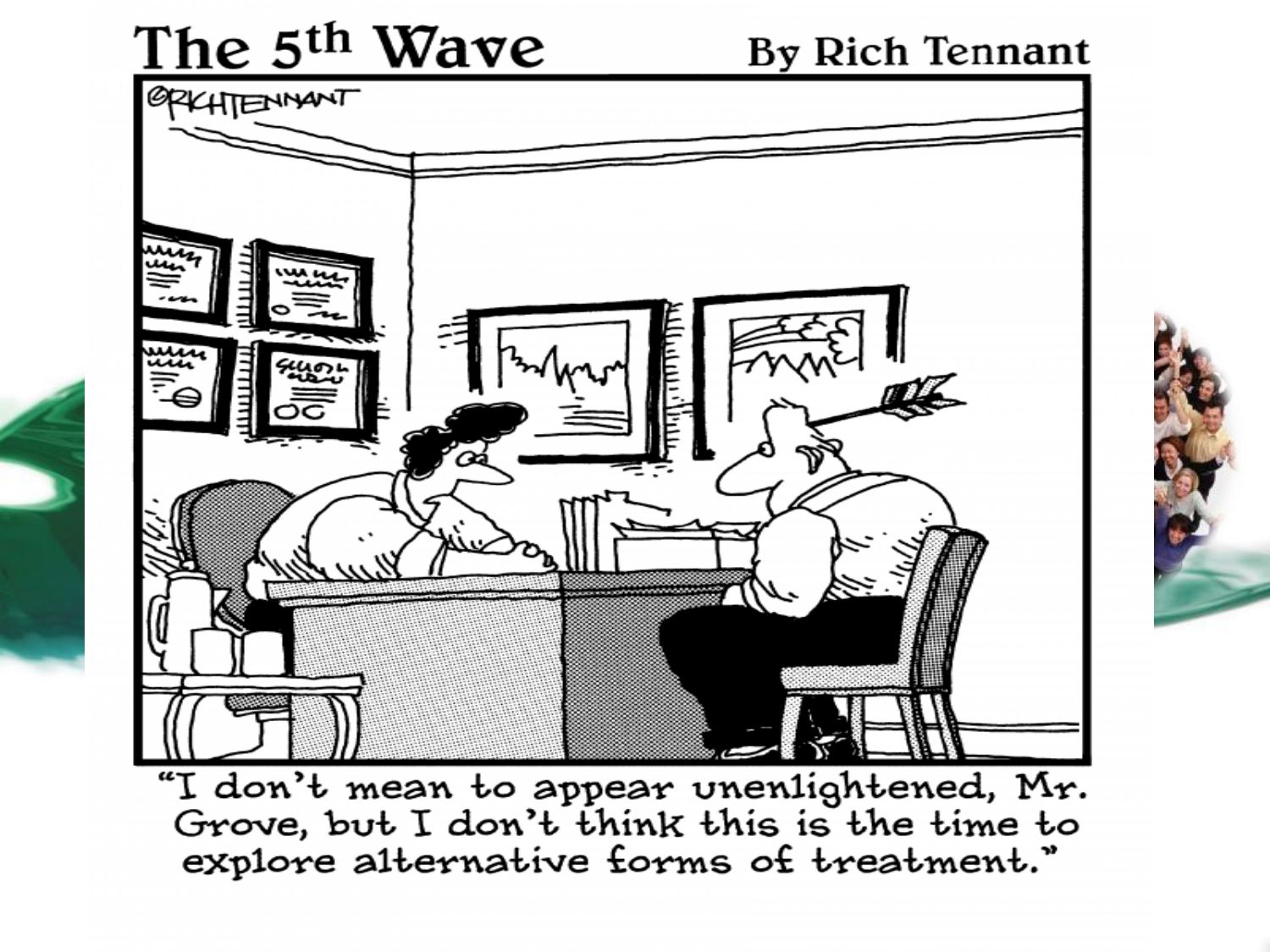The 5th Wave

By Rich Tennant

"I don't mean to appear unenlightened, Mr. Grove, but I don't think this is the time to explore alternative forms of treatment."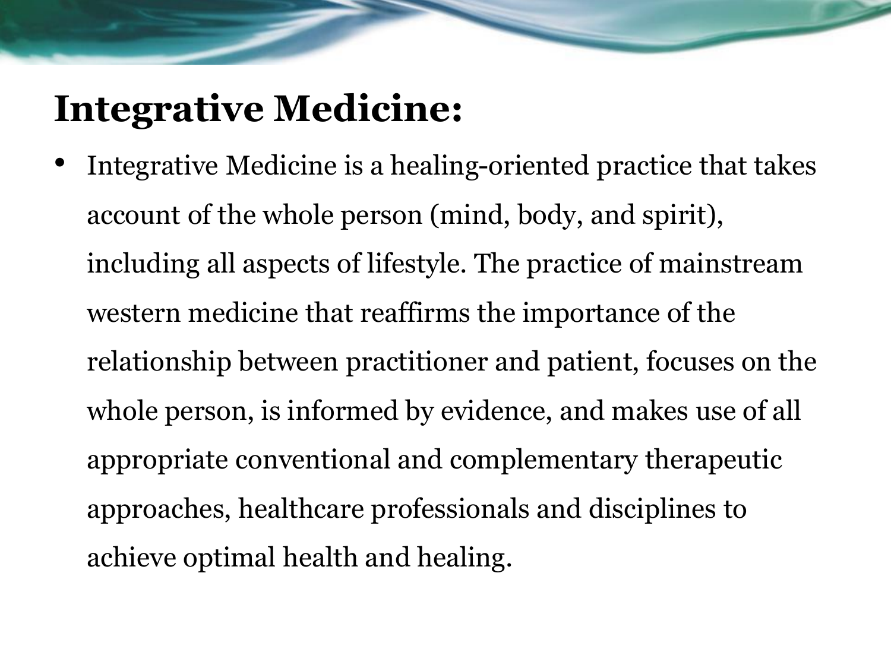# Integrative Medicine:

- Integrative Medicine is a healing-oriented practice that takes account of the whole person (mind, body, and spirit), including all aspects of lifestyle. The practice of mainstream western medicine that reaffirms the importance of the relationship between practitioner and patient, focuses on the whole person, is informed by evidence, and makes use of all appropriate conventional and complementary therapeutic approaches, healthcare professionals and disciplines to achieve optimal health and healing.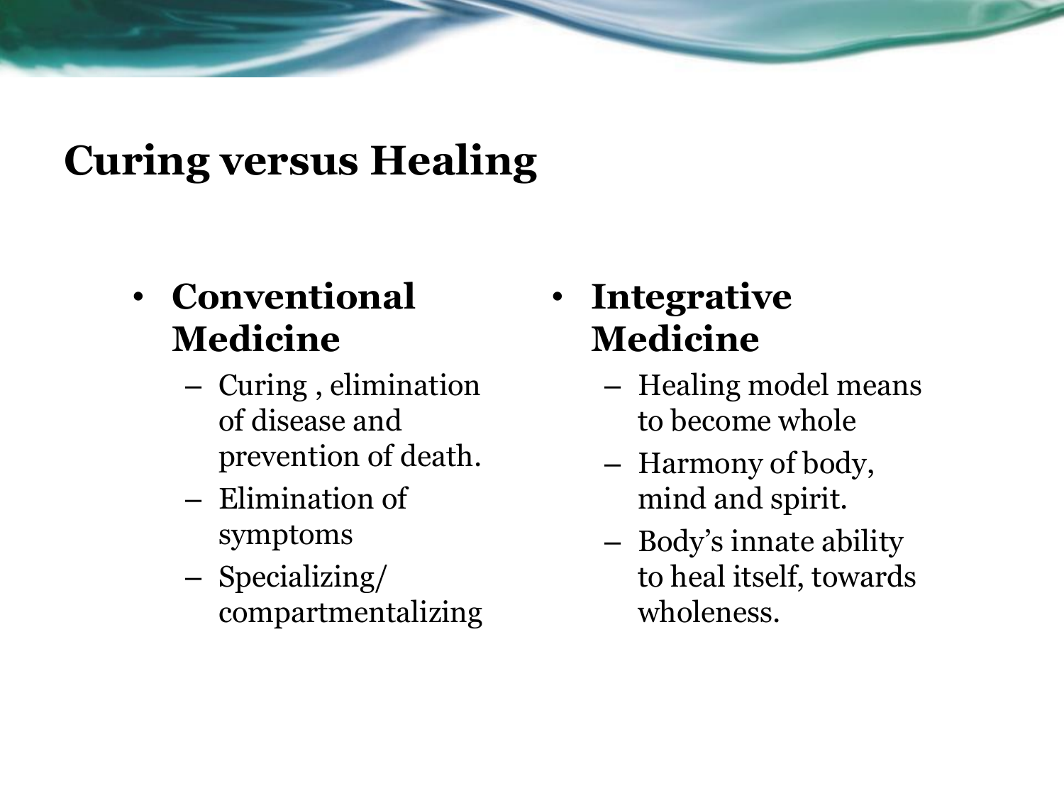# Curing versus Healing

- **Conventional Medicine**
  - Curing , elimination of disease and prevention of death.
  - Elimination of symptoms
  - Specializing/ compartmentalizing

- **Integrative Medicine**
  - Healing model means to become whole
  - Harmony of body, mind and spirit.
  - Body's innate ability to heal itself, towards wholeness.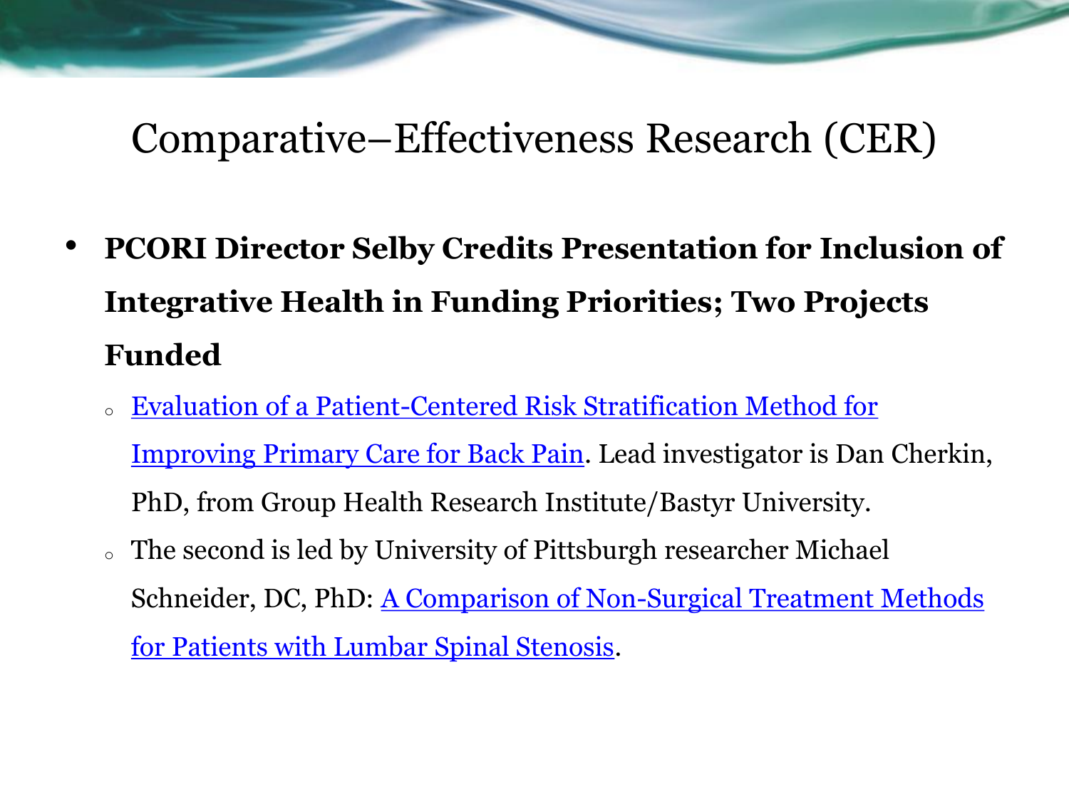# Comparative–Effectiveness Research (CER)

- **PCORI Director Selby Credits Presentation for Inclusion of Integrative Health in Funding Priorities; Two Projects Funded**
  - Evaluation of a Patient-Centered Risk Stratification Method for Improving Primary Care for Back Pain. Lead investigator is Dan Cherkin, PhD, from Group Health Research Institute/Bastyr University.
  - The second is led by University of Pittsburgh researcher Michael Schneider, DC, PhD: A Comparison of Non-Surgical Treatment Methods for Patients with Lumbar Spinal Stenosis.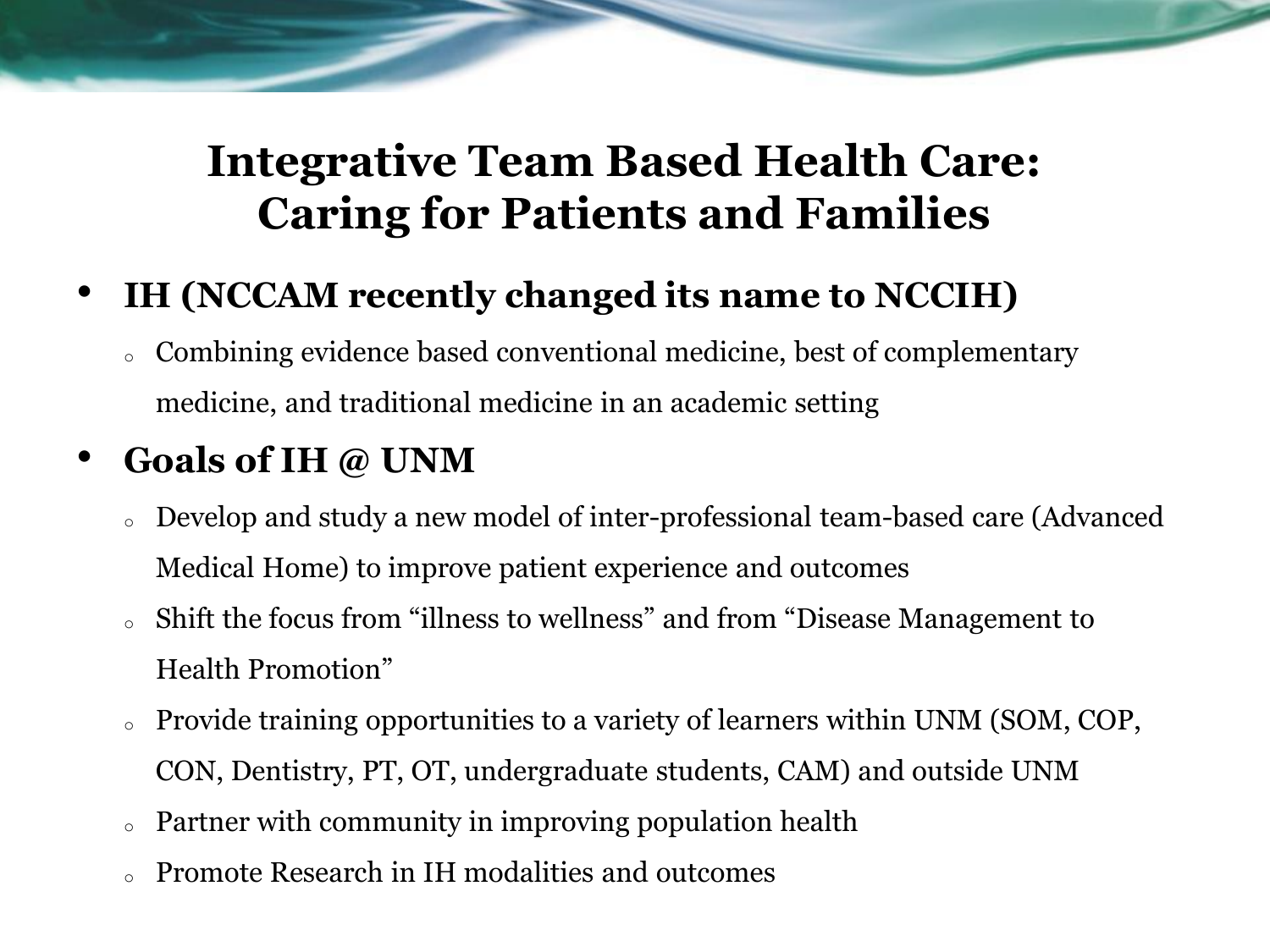# Integrative Team Based Health Care: Caring for Patients and Families

- **IH (NCCAM recently changed its name to NCCIH)**
  - Combining evidence based conventional medicine, best of complementary medicine, and traditional medicine in an academic setting
- **Goals of IH @ UNM**
  - Develop and study a new model of inter-professional team-based care (Advanced Medical Home) to improve patient experience and outcomes
  - Shift the focus from "illness to wellness" and from "Disease Management to Health Promotion"
  - Provide training opportunities to a variety of learners within UNM (SOM, COP, CON, Dentistry, PT, OT, undergraduate students, CAM) and outside UNM
  - Partner with community in improving population health
  - Promote Research in IH modalities and outcomes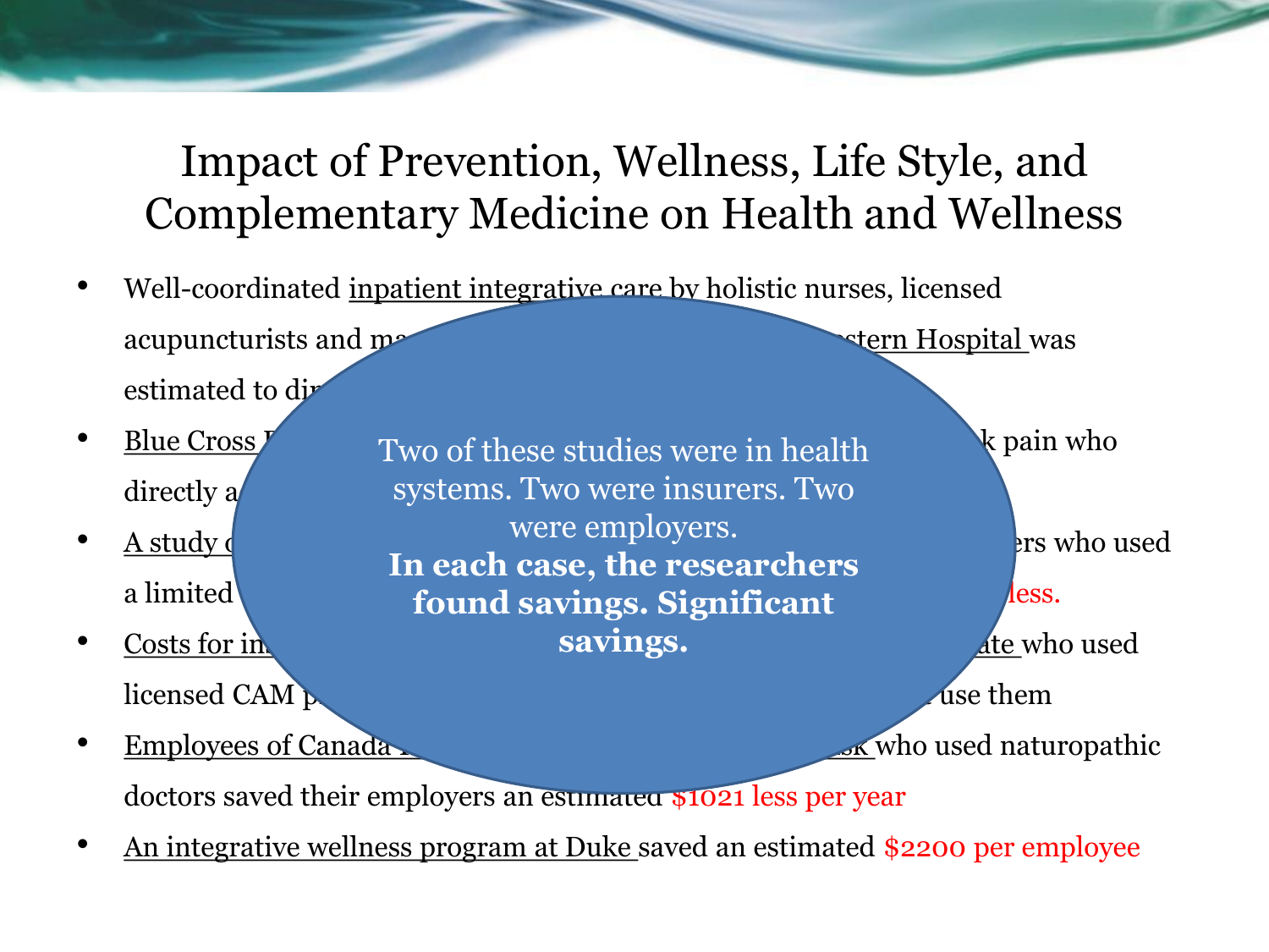# Impact of Prevention, Wellness, Life Style, and Complementary Medicine on Health and Wellness

- Well-coordinated inpatient integrative care by holistic nurses, licensed acupuncturists and ma stern Hospital was estimated to di
- Blue Cross k pain who directly a
- A study c ers who used a limited less.
- Costs for in ate who used licensed CAM p use them
- Employees of Canada k who used naturopathic doctors saved their employers an estimated $1021 less per year
- An integrative wellness program at Duke saved an estimated $2200 per employee

Two of these studies were in health systems. Two were insurers. Two were employers.
**In each case, the researchers found savings. Significant savings.**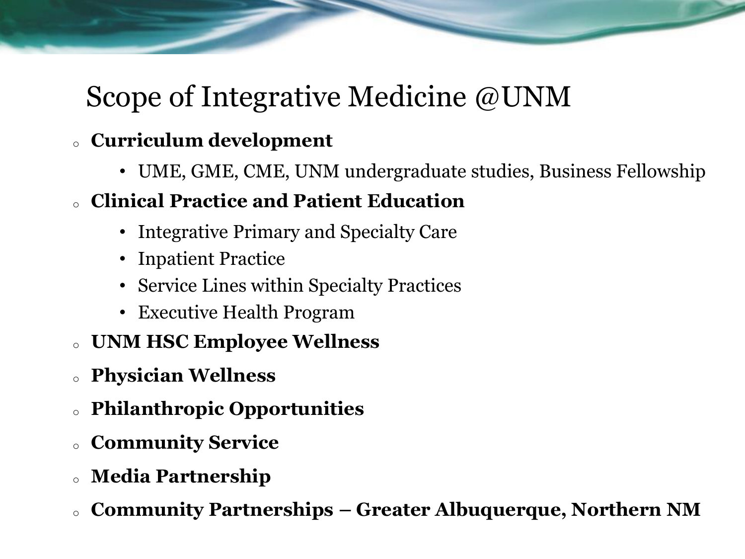# Scope of Integrative Medicine @UNM

- **Curriculum development**
  - UME, GME, CME, UNM undergraduate studies, Business Fellowship
- **Clinical Practice and Patient Education**
  - Integrative Primary and Specialty Care
  - Inpatient Practice
  - Service Lines within Specialty Practices
  - Executive Health Program
- **UNM HSC Employee Wellness**
- **Physician Wellness**
- **Philanthropic Opportunities**
- **Community Service**
- **Media Partnership**
- **Community Partnerships – Greater Albuquerque, Northern NM**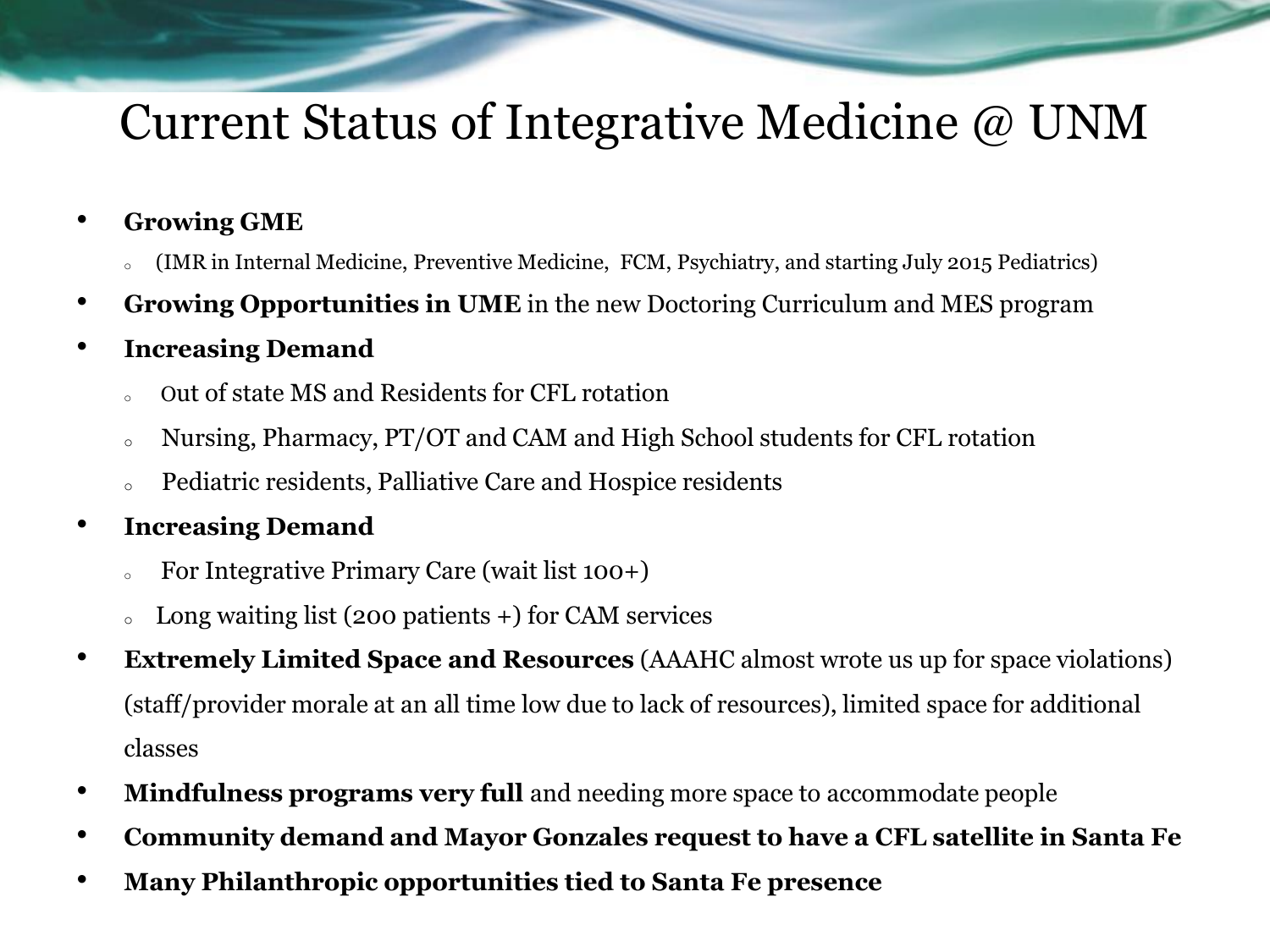# Current Status of Integrative Medicine @ UNM

- **Growing GME**
  - (IMR in Internal Medicine, Preventive Medicine, FCM, Psychiatry, and starting July 2015 Pediatrics)
- **Growing Opportunities in UME** in the new Doctoring Curriculum and MES program
- **Increasing Demand**
  - Out of state MS and Residents for CFL rotation
  - Nursing, Pharmacy, PT/OT and CAM and High School students for CFL rotation
  - Pediatric residents, Palliative Care and Hospice residents
- **Increasing Demand**
  - For Integrative Primary Care (wait list 100+)
  - Long waiting list (200 patients +) for CAM services
- **Extremely Limited Space and Resources** (AAAHC almost wrote us up for space violations) (staff/provider morale at an all time low due to lack of resources), limited space for additional classes
- **Mindfulness programs very full** and needing more space to accommodate people
- **Community demand and Mayor Gonzales request to have a CFL satellite in Santa Fe**
- **Many Philanthropic opportunities tied to Santa Fe presence**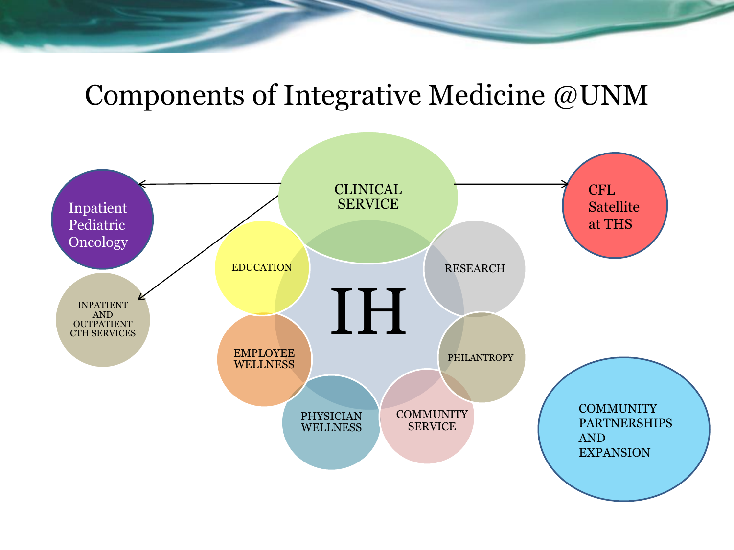# Components of Integrative Medicine @UNM

- IH
  - CLINICAL SERVICE
    - Inpatient Pediatric Oncology
    - INPATIENT AND OUTPATIENT CTH SERVICES
    - CFL Satellite at THS
  - EDUCATION
  - RESEARCH
  - PHILANTROPY
  - COMMUNITY SERVICE
  - PHYSICIAN WELLNESS
  - EMPLOYEE WELLNESS

COMMUNITY PARTNERSHIPS AND EXPANSION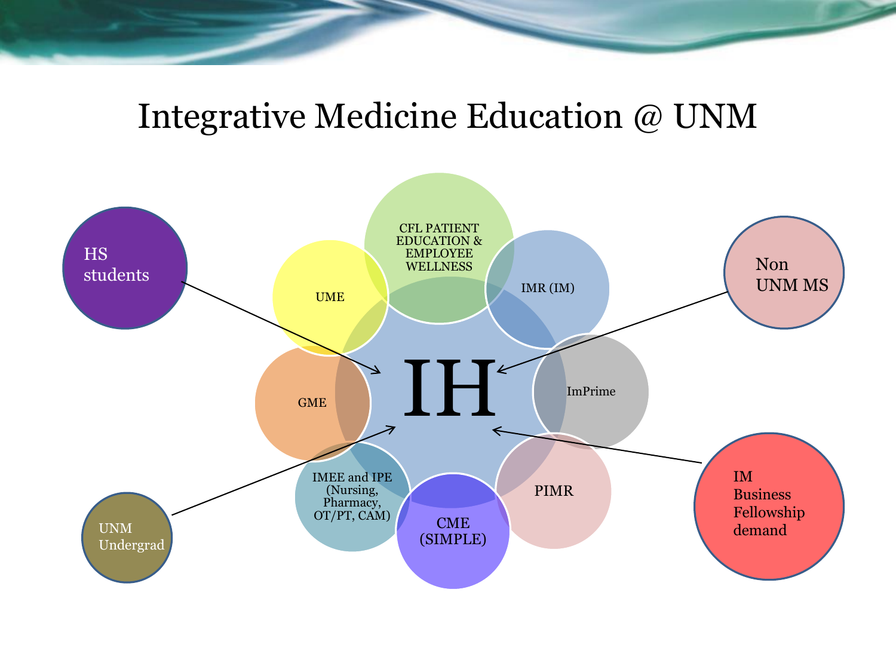# Integrative Medicine Education @ UNM

IH

- CFL PATIENT EDUCATION & EMPLOYEE WELLNESS
- IMR (IM)
- ImPrime
- PIMR
- CME (SIMPLE)
- IMEE and IPE (Nursing, Pharmacy, OT/PT, CAM)
- GME
- UME

- HS students
- UNM Undergrad
- Non UNM MS
- IM Business Fellowship demand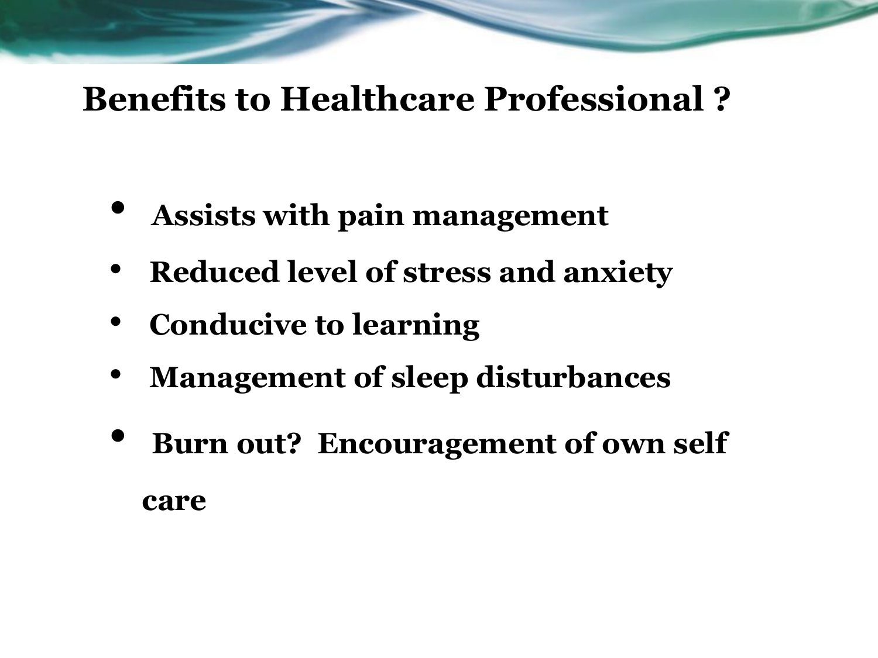## Benefits to Healthcare Professional ?

- **Assists with pain management**
- **Reduced level of stress and anxiety**
- **Conducive to learning**
- **Management of sleep disturbances**
- **Burn out? Encouragement of own self care**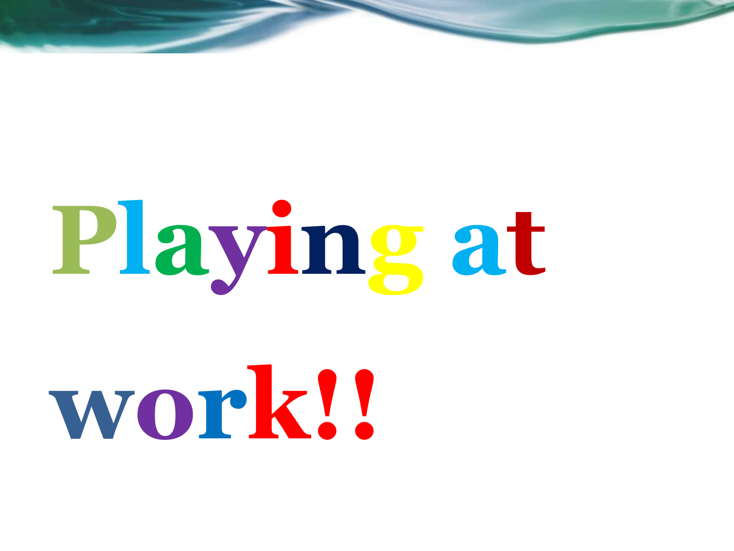# Playing at work!!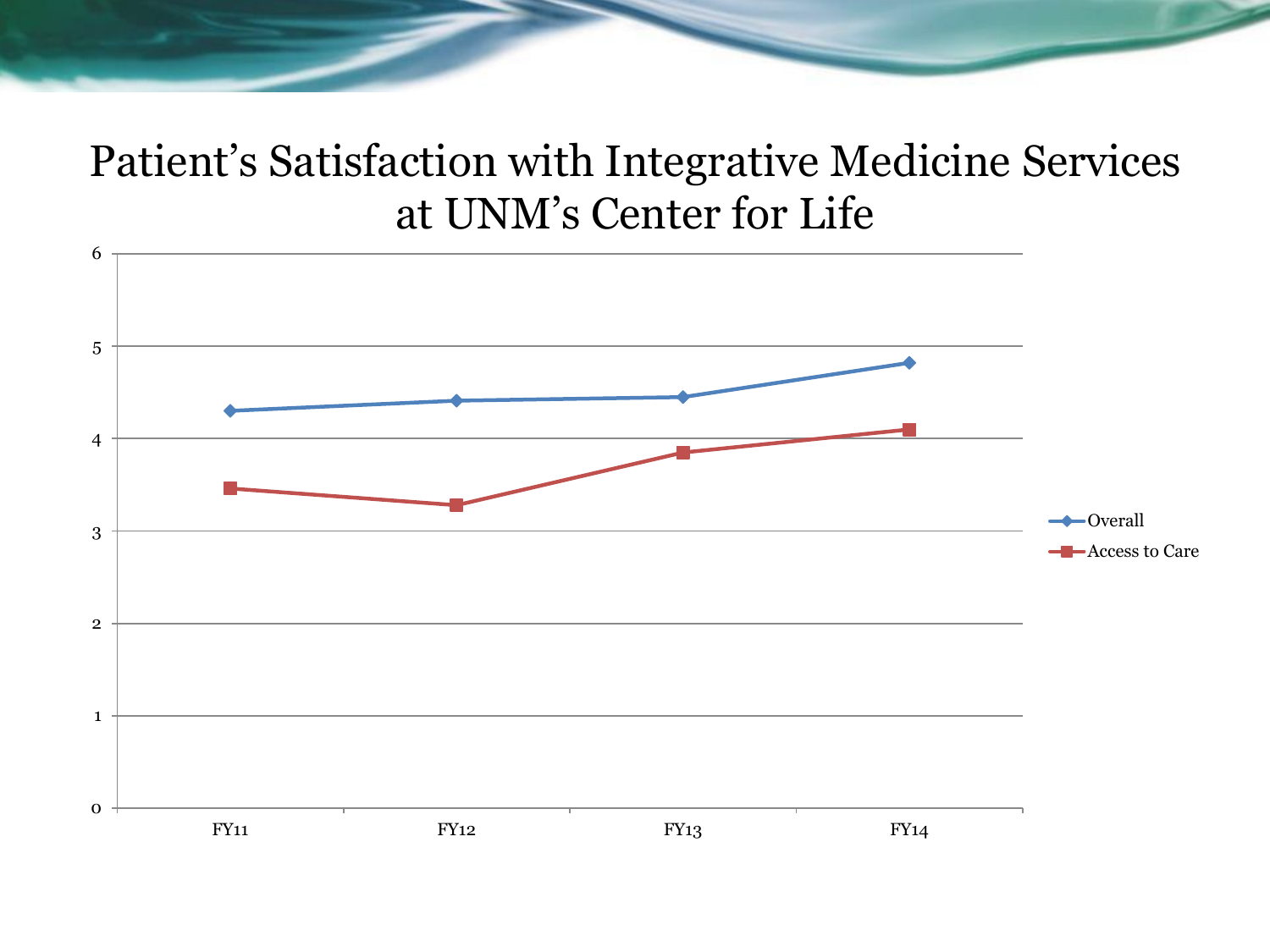# Patient's Satisfaction with Integrative Medicine Services at UNM's Center for Life

6

5

4

3

2

1

0

FY11 FY12 FY13 FY14

Overall

Access to Care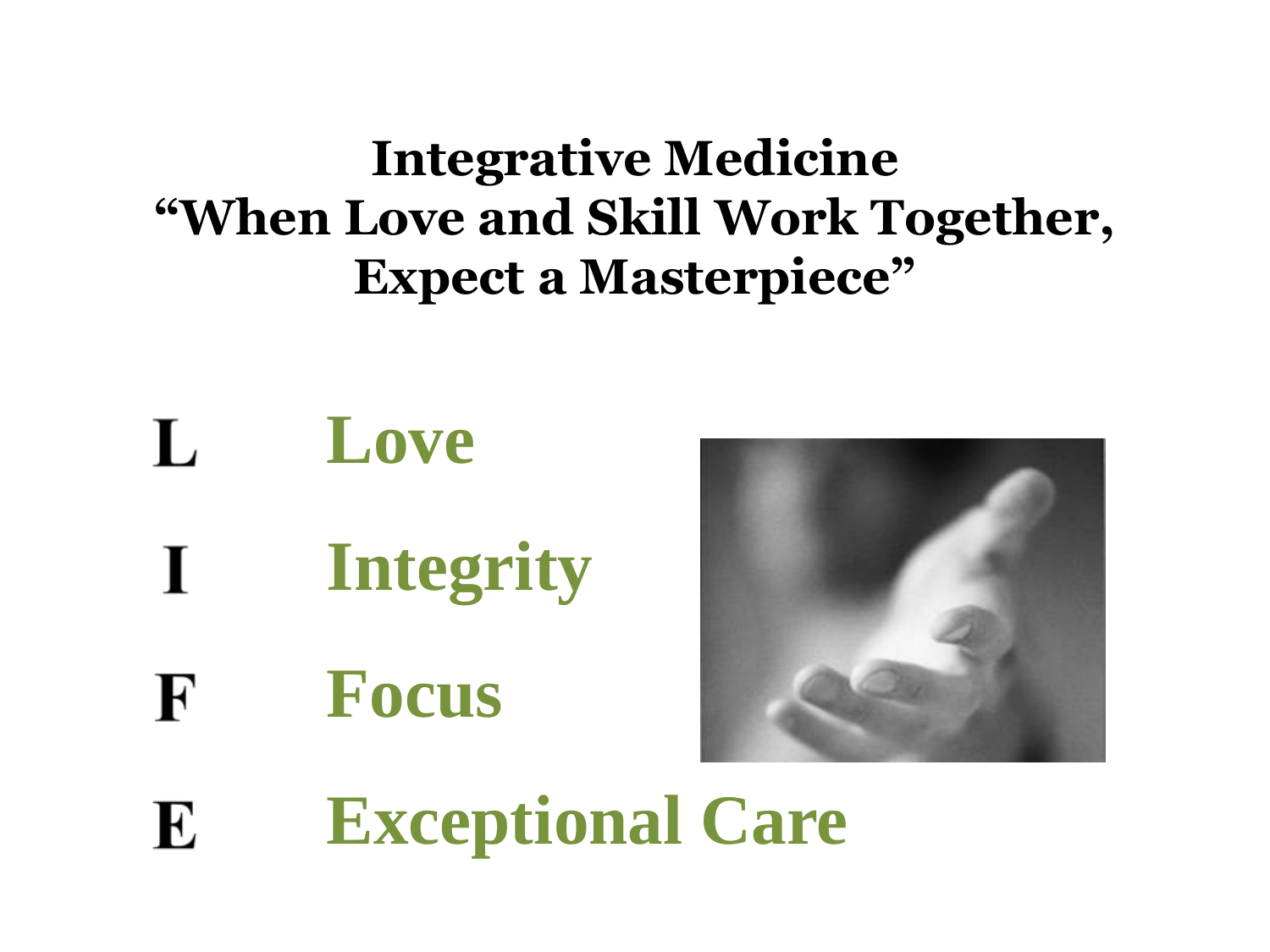# Integrative Medicine
## "When Love and Skill Work Together, Expect a Masterpiece"

**L** Love

**I** Integrity

**F** Focus

**E** Exceptional Care